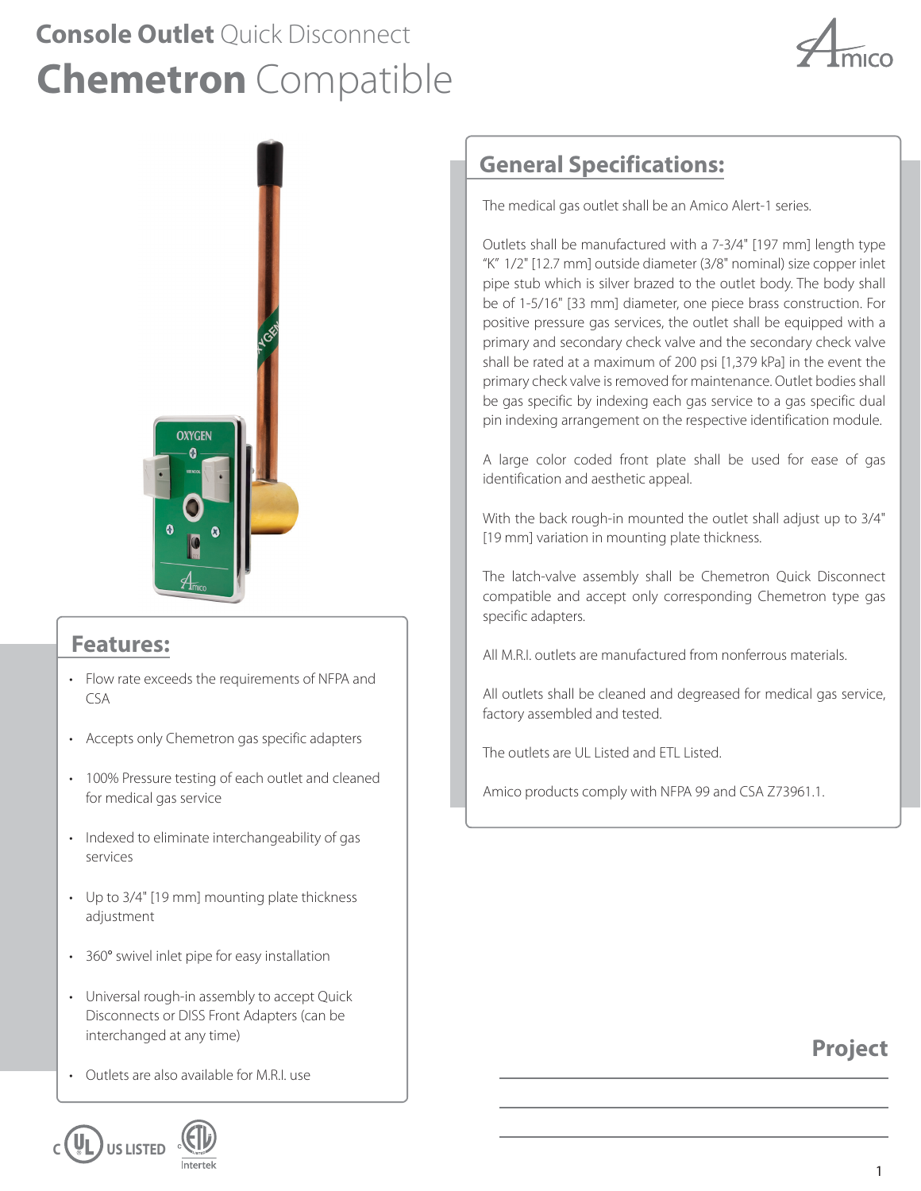# Console Outlet Quick Disconnect

# Chemetron Compatible

## Features:

- Flow rate exceeds the requirements of NFPA and CSA
- Accepts only Chemetron gas specific adapters
- 100% Pressure testing of each outlet and cleaned for medical gas service
- Indexed to eliminate interchangeability of gas services
- Up to 3/4" [19 mm] mounting plate thickness adjustment
- 360° swivel inlet pipe for easy installation
- Universal rough-in assembly to accept Quick Disconnects or DISS Front Adapters (can be interchanged at any time)
- Outlets are also available for M.R.I. use

## General Specifications:

The medical gas outlet shall be an Amico Alert-1 series.

Outlets shall be manufactured with a 7-3/4" [197 mm] length type "K" 1/2" [12.7 mm] outside diameter (3/8" nominal) size copper inlet pipe stub which is silver brazed to the outlet body. The body shall be of 1-5/16" [33 mm] diameter, one piece brass construction. For positive pressure gas services, the outlet shall be equipped with a primary and secondary check valve and the secondary check valve shall be rated at a maximum of 200 psi [1,379 kPa] in the event the primary check valve is removed for maintenance. Outlet bodies shall be gas specific by indexing each gas service to a gas specific dual pin indexing arrangement on the respective identification module.

A large color coded front plate shall be used for ease of gas identification and aesthetic appeal.

With the back rough-in mounted the outlet shall adjust up to 3/4" [19 mm] variation in mounting plate thickness.

The latch-valve assembly shall be Chemetron Quick Disconnect compatible and accept only corresponding Chemetron type gas specific adapters.

All M.R.I. outlets are manufactured from nonferrous materials.

All outlets shall be cleaned and degreased for medical gas service, factory assembled and tested.

The outlets are UL Listed and ETL Listed.

Amico products comply with NFPA 99 and CSA Z73961.1.

**Project**

\_\_\_\_\_\_\_\_\_\_\_\_\_\_\_\_\_\_\_\_\_\_\_\_\_\_\_\_\_\_

\_\_\_\_\_\_\_\_\_\_\_\_\_\_\_\_\_\_\_\_\_\_\_\_\_\_\_\_\_\_

\_\_\_\_\_\_\_\_\_\_\_\_\_\_\_\_\_\_\_\_\_\_\_\_\_\_\_\_\_\_

c UL US LISTED

c ETL us Intertek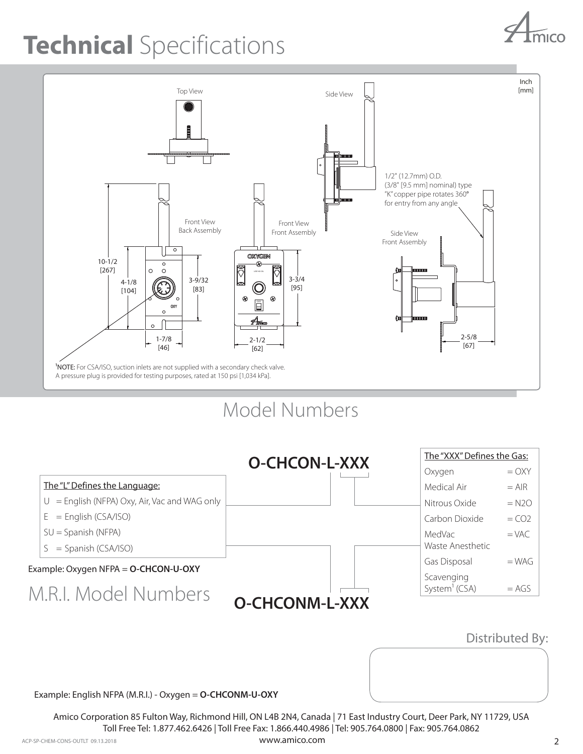# **Technical** Specifications

Inch
[mm]

Top View

Side View

1/2" (12.7mm) O.D.
(3/8" [9.5 mm] nominal) type
"K" copper pipe rotates 360°
for entry from any angle

Front View
Back Assembly

Front View
Front Assembly

Side View
Front Assembly

10-1/2
[267]

4-1/8
[104]

3-9/32
[83]

3-3/4
[95]

1-7/8
[46]

2-1/2
[62]

2-5/8
[67]

[1]NOTE: For CSA/ISO, suction inlets are not supplied with a secondary check valve.
A pressure plug is provided for testing purposes, rated at 150 psi [1,034 kPa].

## Model Numbers

**O-CHCON-L-XXX**

The "L" Defines the Language:

- U = English (NFPA) Oxy, Air, Vac and WAG only
- E = English (CSA/ISO)
- SU = Spanish (NFPA)
- S = Spanish (CSA/ISO)

Example: Oxygen NFPA = **O-CHCON-U-OXY**

| The "XXX" Defines the Gas: | |
|---|---|
| Oxygen | = OXY |
| Medical Air | = AIR |
| Nitrous Oxide | = N2O |
| Carbon Dioxide | = CO2 |
| MedVac | = VAC |
| Waste Anesthetic Gas Disposal | = WAG |
| Scavenging System[1] (CSA) | = AGS |

## M.R.I. Model Numbers

**O-CHCONM-L-XXX**

Example: English NFPA (M.R.I.) - Oxygen = **O-CHCONM-U-OXY**

Distributed By:

Amico Corporation 85 Fulton Way, Richmond Hill, ON L4B 2N4, Canada | 71 East Industry Court, Deer Park, NY 11729, USA
Toll Free Tel: 1.877.462.6426 | Toll Free Fax: 1.866.440.4986 | Tel: 905.764.0800 | Fax: 905.764.0862
www.amico.com

ACP-SP-CHEM-CONS-OUTLT 09.13.2018